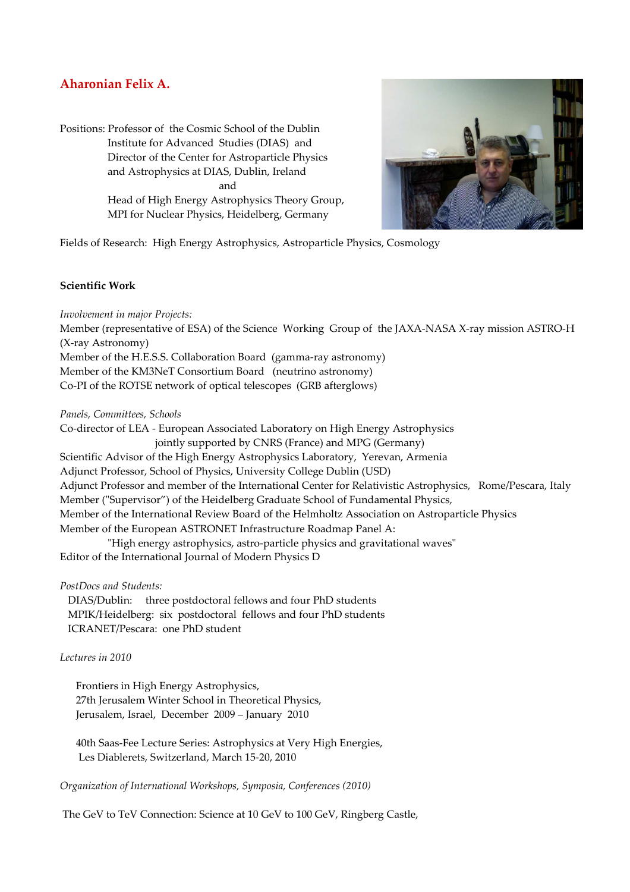# Aharonian Felix A.

Positions: Professor of the Cosmic School of the Dublin Institute for Advanced Studies (DIAS) and Director of the Center for Astroparticle Physics and Astrophysics at DIAS, Dublin, Ireland

and

Head of High Energy Astrophysics Theory Group, MPI for Nuclear Physics, Heidelberg, Germany

Fields of Research: High Energy Astrophysics, Astroparticle Physics, Cosmology

## Scientific Work

*Involvement in major Projects:*

Member (representative of ESA) of the Science Working Group of the JAXA-NASA X-ray mission ASTRO-H (X-ray Astronomy)
Member of the H.E.S.S. Collaboration Board (gamma-ray astronomy)
Member of the KM3NeT Consortium Board (neutrino astronomy)
Co-PI of the ROTSE network of optical telescopes (GRB afterglows)

*Panels, Committees, Schools*

Co-director of LEA - European Associated Laboratory on High Energy Astrophysics jointly supported by CNRS (France) and MPG (Germany)
Scientific Advisor of the High Energy Astrophysics Laboratory, Yerevan, Armenia
Adjunct Professor, School of Physics, University College Dublin (USD)
Adjunct Professor and member of the International Center for Relativistic Astrophysics, Rome/Pescara, Italy
Member ("Supervisor") of the Heidelberg Graduate School of Fundamental Physics,
Member of the International Review Board of the Helmholtz Association on Astroparticle Physics
Member of the European ASTRONET Infrastructure Roadmap Panel A:
"High energy astrophysics, astro-particle physics and gravitational waves"
Editor of the International Journal of Modern Physics D

*PostDocs and Students:*

DIAS/Dublin: three postdoctoral fellows and four PhD students
MPIK/Heidelberg: six postdoctoral fellows and four PhD students
ICRANET/Pescara: one PhD student

*Lectures in 2010*

Frontiers in High Energy Astrophysics,
27th Jerusalem Winter School in Theoretical Physics,
Jerusalem, Israel, December 2009 – January 2010

40th Saas-Fee Lecture Series: Astrophysics at Very High Energies,
Les Diablerets, Switzerland, March 15-20, 2010

*Organization of International Workshops, Symposia, Conferences (2010)*

The GeV to TeV Connection: Science at 10 GeV to 100 GeV, Ringberg Castle,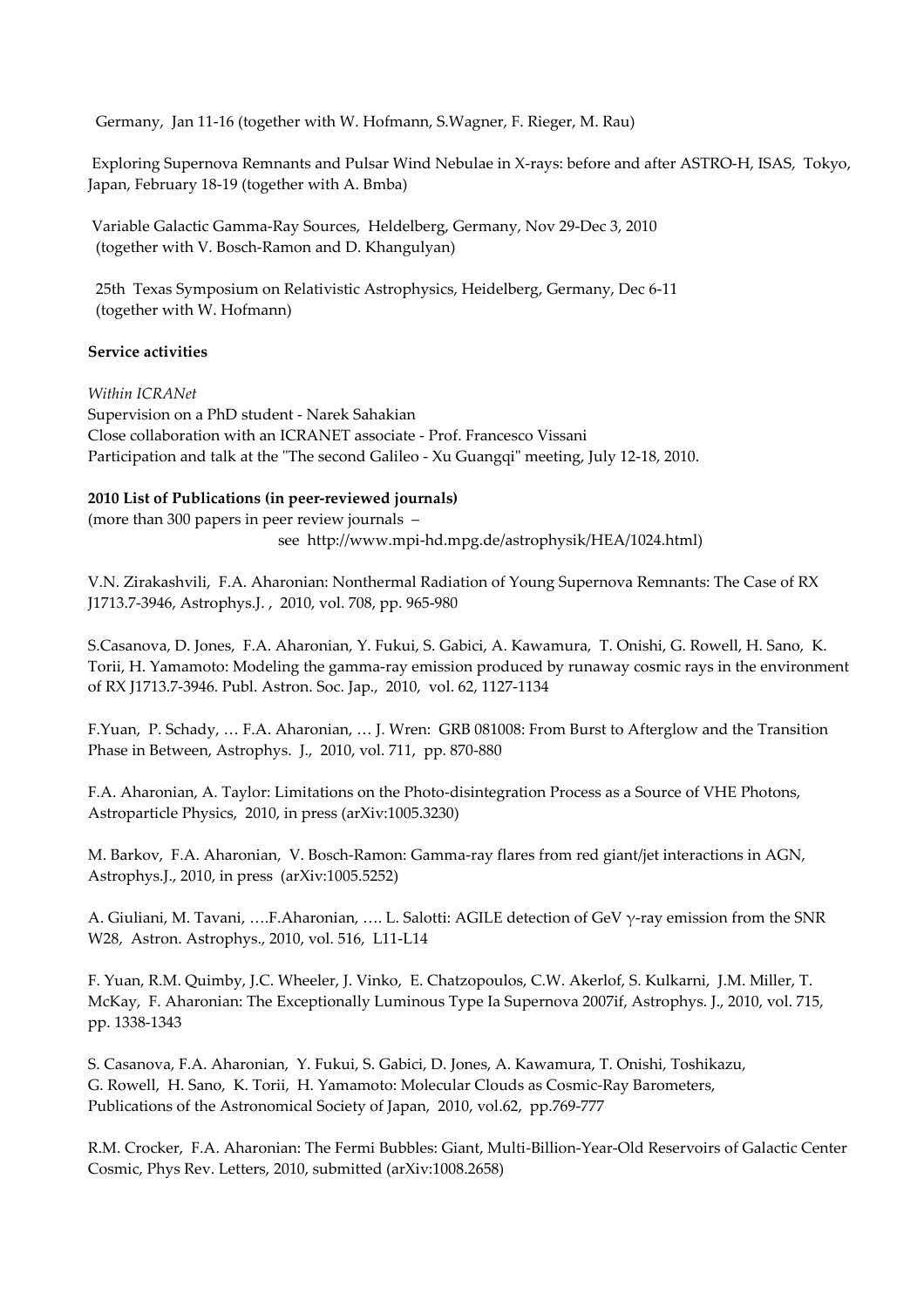Germany, Jan 11-16 (together with W. Hofmann, S.Wagner, F. Rieger, M. Rau)

Exploring Supernova Remnants and Pulsar Wind Nebulae in X-rays: before and after ASTRO-H, ISAS, Tokyo, Japan, February 18-19 (together with A. Bmba)

Variable Galactic Gamma-Ray Sources, Heldelberg, Germany, Nov 29-Dec 3, 2010 (together with V. Bosch-Ramon and D. Khangulyan)

25th Texas Symposium on Relativistic Astrophysics, Heidelberg, Germany, Dec 6-11 (together with W. Hofmann)

**Service activities**

*Within ICRANet*
Supervision on a PhD student - Narek Sahakian
Close collaboration with an ICRANET associate - Prof. Francesco Vissani
Participation and talk at the "The second Galileo - Xu Guangqi" meeting, July 12-18, 2010.

**2010 List of Publications (in peer-reviewed journals)**
(more than 300 papers in peer review journals –
see http://www.mpi-hd.mpg.de/astrophysik/HEA/1024.html)

V.N. Zirakashvili, F.A. Aharonian: Nonthermal Radiation of Young Supernova Remnants: The Case of RX J1713.7-3946, Astrophys.J. , 2010, vol. 708, pp. 965-980

S.Casanova, D. Jones, F.A. Aharonian, Y. Fukui, S. Gabici, A. Kawamura, T. Onishi, G. Rowell, H. Sano, K. Torii, H. Yamamoto: Modeling the gamma-ray emission produced by runaway cosmic rays in the environment of RX J1713.7-3946. Publ. Astron. Soc. Jap., 2010, vol. 62, 1127-1134

F.Yuan, P. Schady, … F.A. Aharonian, … J. Wren: GRB 081008: From Burst to Afterglow and the Transition Phase in Between, Astrophys. J., 2010, vol. 711, pp. 870-880

F.A. Aharonian, A. Taylor: Limitations on the Photo-disintegration Process as a Source of VHE Photons, Astroparticle Physics, 2010, in press (arXiv:1005.3230)

M. Barkov, F.A. Aharonian, V. Bosch-Ramon: Gamma-ray flares from red giant/jet interactions in AGN, Astrophys.J., 2010, in press (arXiv:1005.5252)

A. Giuliani, M. Tavani, ….F.Aharonian, …. L. Salotti: AGILE detection of GeV $\gamma$-ray emission from the SNR W28, Astron. Astrophys., 2010, vol. 516, L11-L14

F. Yuan, R.M. Quimby, J.C. Wheeler, J. Vinko, E. Chatzopoulos, C.W. Akerlof, S. Kulkarni, J.M. Miller, T. McKay, F. Aharonian: The Exceptionally Luminous Type Ia Supernova 2007if, Astrophys. J., 2010, vol. 715, pp. 1338-1343

S. Casanova, F.A. Aharonian, Y. Fukui, S. Gabici, D. Jones, A. Kawamura, T. Onishi, Toshikazu, G. Rowell, H. Sano, K. Torii, H. Yamamoto: Molecular Clouds as Cosmic-Ray Barometers, Publications of the Astronomical Society of Japan, 2010, vol.62, pp.769-777

R.M. Crocker, F.A. Aharonian: The Fermi Bubbles: Giant, Multi-Billion-Year-Old Reservoirs of Galactic Center Cosmic, Phys Rev. Letters, 2010, submitted (arXiv:1008.2658)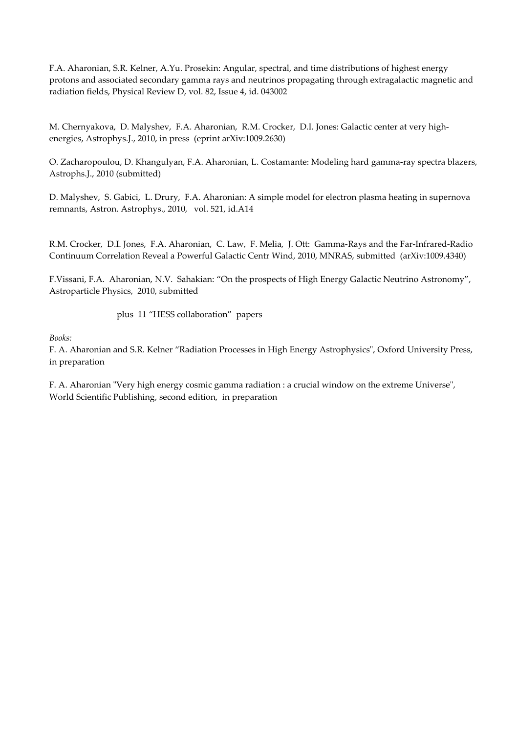F.A. Aharonian, S.R. Kelner, A.Yu. Prosekin: Angular, spectral, and time distributions of highest energy protons and associated secondary gamma rays and neutrinos propagating through extragalactic magnetic and radiation fields, Physical Review D, vol. 82, Issue 4, id. 043002

M. Chernyakova, D. Malyshev, F.A. Aharonian, R.M. Crocker, D.I. Jones: Galactic center at very high-energies, Astrophys.J., 2010, in press (eprint arXiv:1009.2630)

O. Zacharopoulou, D. Khangulyan, F.A. Aharonian, L. Costamante: Modeling hard gamma-ray spectra blazers, Astrophs.J., 2010 (submitted)

D. Malyshev, S. Gabici, L. Drury, F.A. Aharonian: A simple model for electron plasma heating in supernova remnants, Astron. Astrophys., 2010, vol. 521, id.A14

R.M. Crocker, D.I. Jones, F.A. Aharonian, C. Law, F. Melia, J. Ott: Gamma-Rays and the Far-Infrared-Radio Continuum Correlation Reveal a Powerful Galactic Centr Wind, 2010, MNRAS, submitted (arXiv:1009.4340)

F.Vissani, F.A. Aharonian, N.V. Sahakian: "On the prospects of High Energy Galactic Neutrino Astronomy", Astroparticle Physics, 2010, submitted

plus 11 "HESS collaboration" papers

*Books:*

F. A. Aharonian and S.R. Kelner "Radiation Processes in High Energy Astrophysics", Oxford University Press, in preparation

F. A. Aharonian "Very high energy cosmic gamma radiation : a crucial window on the extreme Universe", World Scientific Publishing, second edition, in preparation